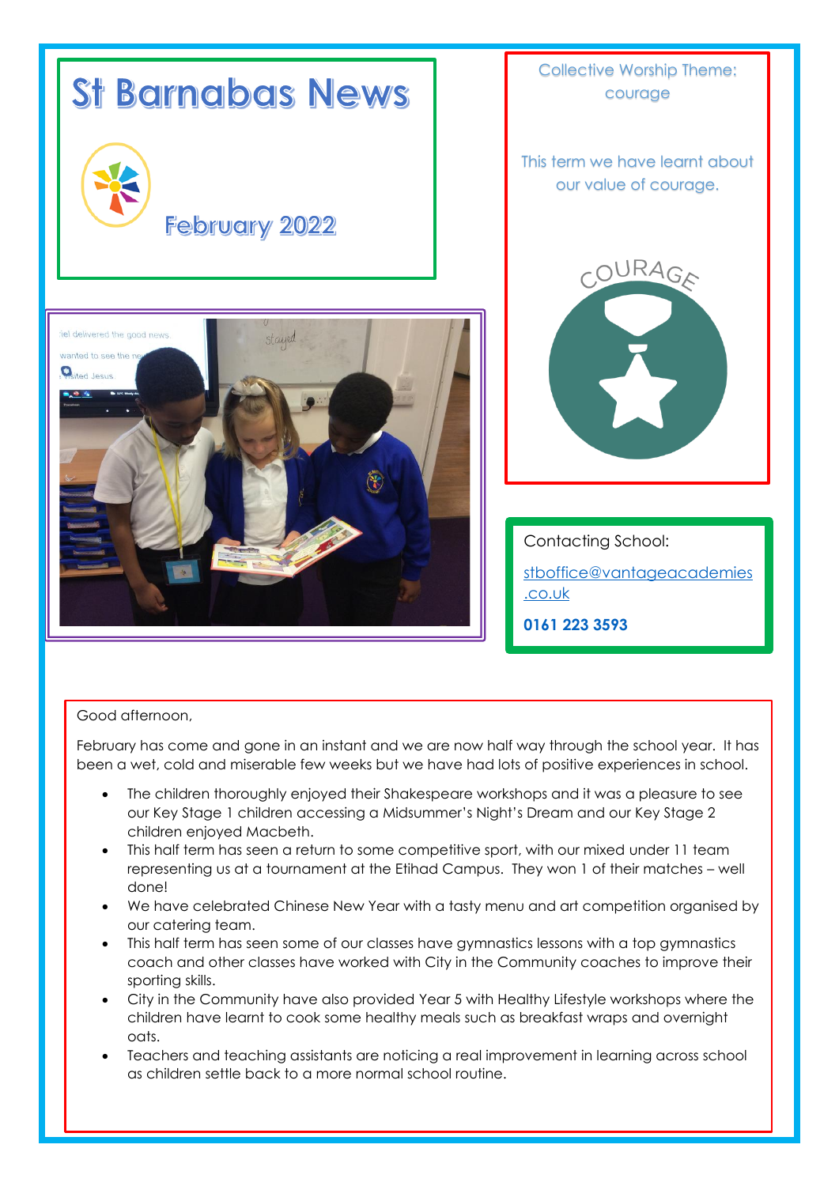# St Barnabas News

## February 2022

Collective Worship Theme: courage

This term we have learnt about our value of courage.

COURAGE

Contacting School:

stboffice@vantageacademies.co.uk

**0161 223 3593**

Good afternoon,

February has come and gone in an instant and we are now half way through the school year. It has been a wet, cold and miserable few weeks but we have had lots of positive experiences in school.

- The children thoroughly enjoyed their Shakespeare workshops and it was a pleasure to see our Key Stage 1 children accessing a Midsummer's Night's Dream and our Key Stage 2 children enjoyed Macbeth.
- This half term has seen a return to some competitive sport, with our mixed under 11 team representing us at a tournament at the Etihad Campus. They won 1 of their matches – well done!
- We have celebrated Chinese New Year with a tasty menu and art competition organised by our catering team.
- This half term has seen some of our classes have gymnastics lessons with a top gymnastics coach and other classes have worked with City in the Community coaches to improve their sporting skills.
- City in the Community have also provided Year 5 with Healthy Lifestyle workshops where the children have learnt to cook some healthy meals such as breakfast wraps and overnight oats.
- Teachers and teaching assistants are noticing a real improvement in learning across school as children settle back to a more normal school routine.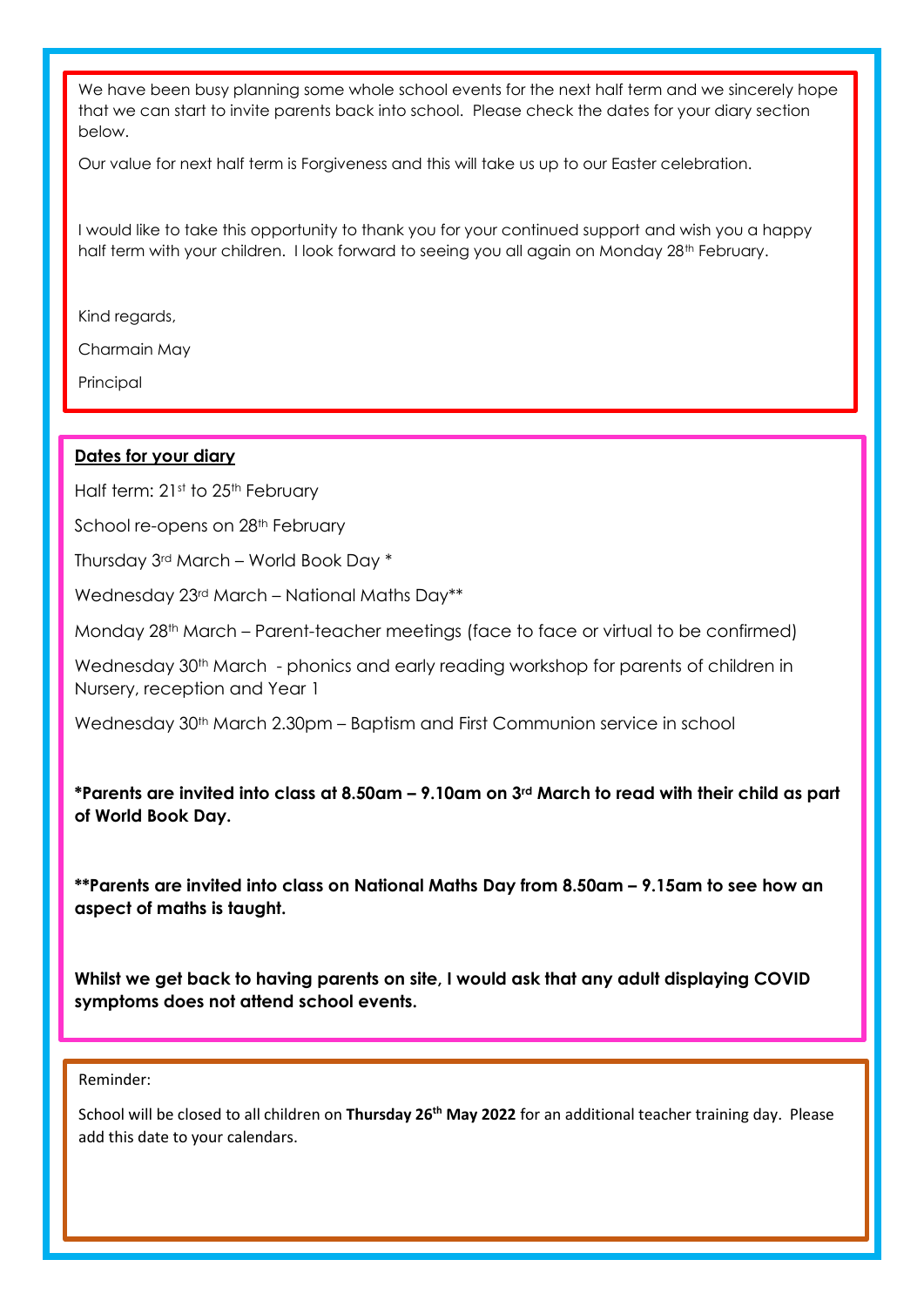We have been busy planning some whole school events for the next half term and we sincerely hope that we can start to invite parents back into school. Please check the dates for your diary section below.

Our value for next half term is Forgiveness and this will take us up to our Easter celebration.

I would like to take this opportunity to thank you for your continued support and wish you a happy half term with your children. I look forward to seeing you all again on Monday 28th February.

Kind regards,

Charmain May

Principal

**Dates for your diary**

Half term: 21st to 25th February

School re-opens on 28th February

Thursday 3rd March – World Book Day *

Wednesday 23rd March – National Maths Day**

Monday 28th March – Parent-teacher meetings (face to face or virtual to be confirmed)

Wednesday 30th March - phonics and early reading workshop for parents of children in Nursery, reception and Year 1

Wednesday 30th March 2.30pm – Baptism and First Communion service in school

**\*Parents are invited into class at 8.50am – 9.10am on 3rd March to read with their child as part of World Book Day.**

**\*\*Parents are invited into class on National Maths Day from 8.50am – 9.15am to see how an aspect of maths is taught.**

**Whilst we get back to having parents on site, I would ask that any adult displaying COVID symptoms does not attend school events.**

Reminder:

School will be closed to all children on **Thursday 26th May 2022** for an additional teacher training day. Please add this date to your calendars.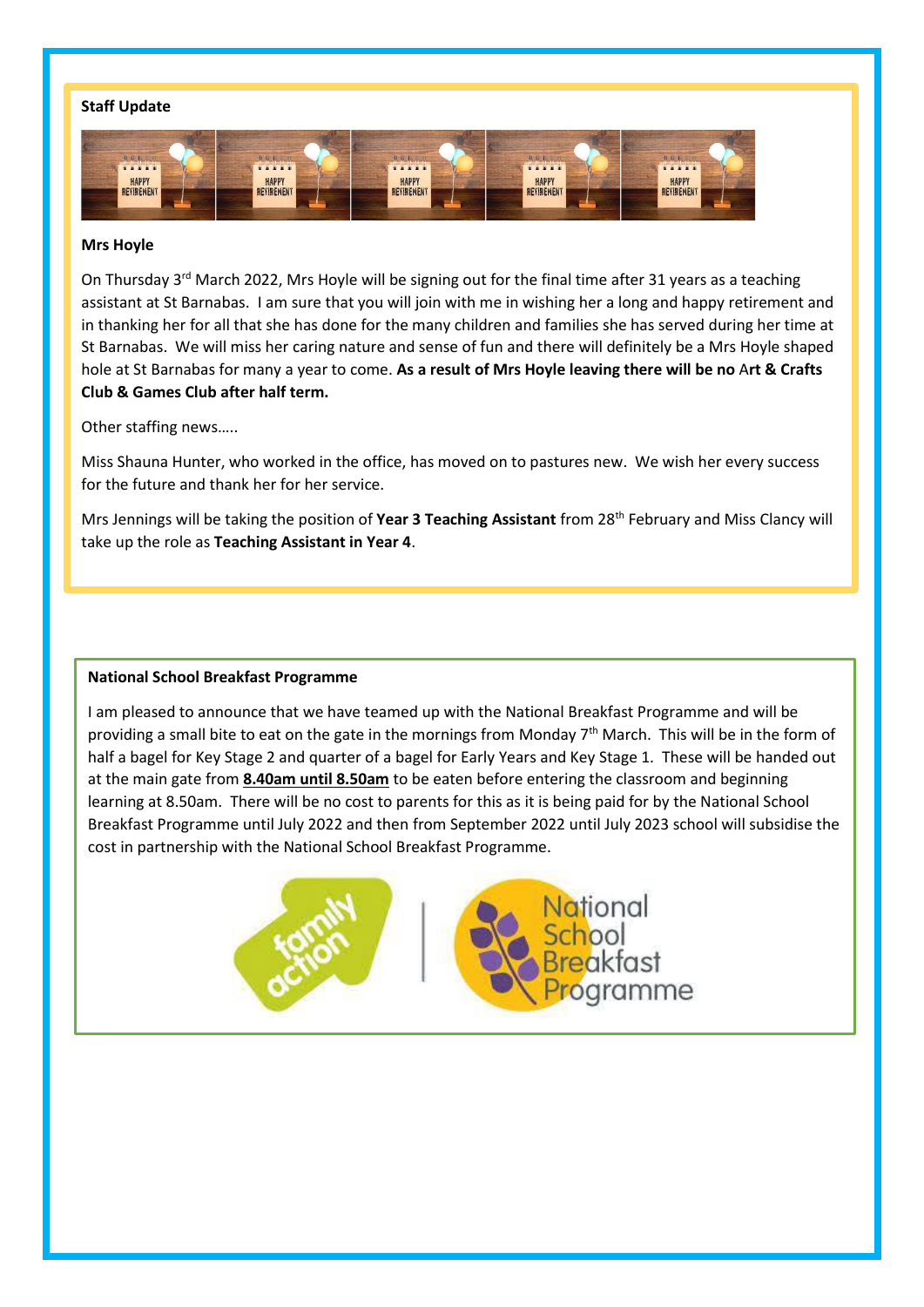**Staff Update**

**Mrs Hoyle**

On Thursday 3rd March 2022, Mrs Hoyle will be signing out for the final time after 31 years as a teaching assistant at St Barnabas. I am sure that you will join with me in wishing her a long and happy retirement and in thanking her for all that she has done for the many children and families she has served during her time at St Barnabas. We will miss her caring nature and sense of fun and there will definitely be a Mrs Hoyle shaped hole at St Barnabas for many a year to come. **As a result of Mrs Hoyle leaving there will be no Art & Crafts Club & Games Club after half term.**

Other staffing news…..

Miss Shauna Hunter, who worked in the office, has moved on to pastures new. We wish her every success for the future and thank her for her service.

Mrs Jennings will be taking the position of **Year 3 Teaching Assistant** from 28th February and Miss Clancy will take up the role as **Teaching Assistant in Year 4**.

**National School Breakfast Programme**

I am pleased to announce that we have teamed up with the National Breakfast Programme and will be providing a small bite to eat on the gate in the mornings from Monday 7th March. This will be in the form of half a bagel for Key Stage 2 and quarter of a bagel for Early Years and Key Stage 1. These will be handed out at the main gate from **8.40am until 8.50am** to be eaten before entering the classroom and beginning learning at 8.50am. There will be no cost to parents for this as it is being paid for by the National School Breakfast Programme until July 2022 and then from September 2022 until July 2023 school will subsidise the cost in partnership with the National School Breakfast Programme.